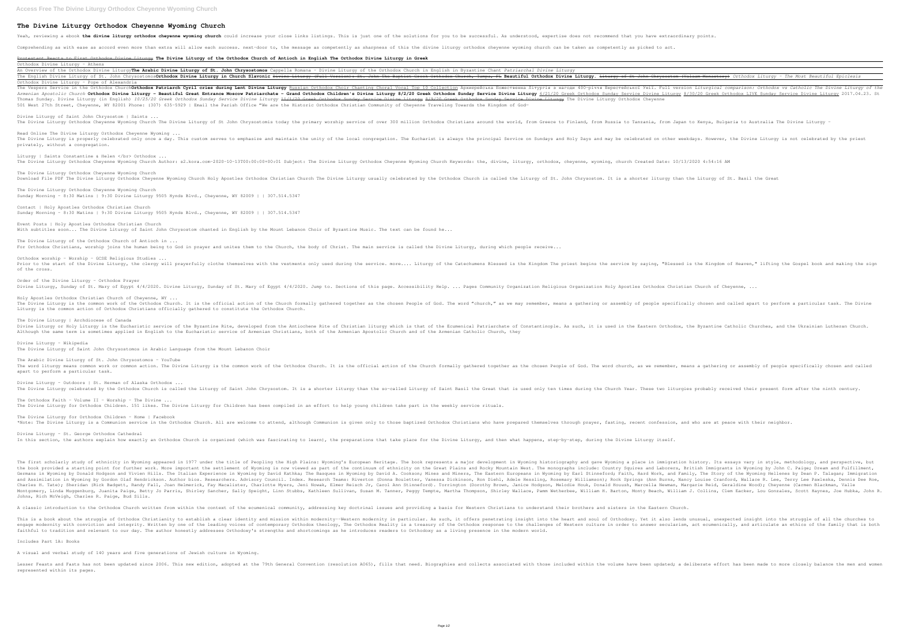# The Divine Liturgy Orthodox Cheyenne Wyoming Church

Yeah, reviewing a ebook **the divine liturgy orthodox cheyenne wyoming church** could increase your close links listings. This is just one of the solutions for you to be successful. As understood, expertise does not recommend that you have extraordinary points.

Comprehending as with ease as accord even more than extra will allow each success. next-door to, the message as competently as sharpness of this the divine liturgy orthodox cheyenne wyoming church can be taken as competently as picked to act.

Protestant Reacts to First Orthodox Divine Liturgy **The Divine Liturgy of the Orthodox Church of Antioch in English The Orthodox Divine Liturgy in Greek**

Orthodox Divine Liturgy - Athens

An Overview of the Orthodox Divine Liturgy**The Arabic Divine Liturgy of St. John Chrysostomos** Cappella Romana - Divine Liturgy of the Orthodox Church in English in Byzantine Chant *Patriarchal Divine Liturgy*

The English Divine Liturgy of St. John Chrysostomos**Orthodox Divine Liturgy in Church Slavonic** Divine Liturgy (Full Version): St. John The Baptist Greek Orthodox Church, Tampa, FL **Beautiful Orthodox Divine Liturgy.** Liturgy of St John Chrysostom (Valaam Monastery) *Orthodox Liturgy - The Most Beautiful Epiclesis*

Orthodox Divine Liturgy - Pope of Alexandria

The Vespers Service in the Orthodox Church**Orthodox Patriarch Cyril cries during Lent Divine Liturgy** Russian Orthodox Choir Chanting Choral Vocal Top 10 Collection Архиєрейська Божественна Літургія з нагоди 400-річчя Берестейської Унії. Full version *Liturgical comparison: Orthodox vs Catholic The Divine Liturgy of the Armenian Apostolic Church* **Orthodox Divine Liturgy - Beautiful Great Entrance Moscow Patriarchate - Grand Orthodox Children's Divine Liturgy 8/2/20 Greek Orthodox Sunday Service Divine Liturgy** 6/21/20 Greek Orthodox Sunday Service Divine Liturgy 8/30/20 Greek Orthodox LIVE Sunday Service Divine Liturgy 2017.04.23. St Thomas Sunday. Divine Liturgy (in English) *10/25/20 Greek Orthodox Sunday Service Divine Liturgy* 11/1/20 Greek Orthodox Sunday Service Divine Liturgy 8/9/20 Greek Orthodox Sunday Service Divine Liturgy The Divine Liturgy Orthodox Cheyenne

501 West 27th Street, Cheyenne, WY 82001 Phone: (307) 635-5929 | Email the Parish Office "We are the Historic Orthodox Christian Community of Cheyenne Traveling Towards the Kingdom of God-

Divine Liturgy of Saint John Chrysostom | Saints ...

The Divine Liturgy Orthodox Cheyenne Wyoming Church The Divine Liturgy of St John Chrysostomis today the primary worship service of over 300 million Orthodox Christians around the world, from Greece to Finland, from Russia to Tanzania, from Japan to Kenya, Bulgaria to Australia The Divine Liturgy -

Read Online The Divine Liturgy Orthodox Cheyenne Wyoming ...

The Divine Liturgy is properly celebrated only once a day. This custom serves to emphasize and maintain the unity of the local congregation. The Eucharist is always the principal Service on Sundays and Holy Days and may be celebrated on other weekdays. However, the Divine Liturgy is not celebrated by the priest privately, without a congregation.

Liturgy | Saints Constantine & Helen </br> Orthodox ...

The Divine Liturgy Orthodox Cheyenne Wyoming Church Author: s2.kora.com-2020-10-13T00:00:00+00:01 Subject: The Divine Liturgy Orthodox Cheyenne Wyoming Church Keywords: the, divine, liturgy, orthodox, cheyenne, wyoming, church Created Date: 10/13/2020 4:54:16 AM

The Divine Liturgy Orthodox Cheyenne Wyoming Church

Download File PDF The Divine Liturgy Orthodox Cheyenne Wyoming Church Holy Apostles Orthodox Christian Church The Divine Liturgy usually celebrated by the Orthodox Church is called the Liturgy of St. John Chrysostom. It is a shorter liturgy than the Liturgy of St. Basil the Great

The Divine Liturgy Orthodox Cheyenne Wyoming Church

Sunday Morning - 8:30 Matins | 9:30 Divine Liturgy 9505 Hynds Blvd., Cheyenne, WY 82009 | | 307.514.5347

Contact | Holy Apostles Orthodox Christian Church

Sunday Morning - 8:30 Matins | 9:30 Divine Liturgy 9505 Hynds Blvd., Cheyenne, WY 82009 | | 307.514.5347

Event Posts | Holy Apostles Orthodox Christian Church

With subtitles soon... The Divine Liturgy of Saint John Chrysostom chanted in English by the Mount Lebanon Choir of Byzantine Music. The text can be found he...

The Divine Liturgy of the Orthodox Church of Antioch in ...

For Orthodox Christians, worship joins the human being to God in prayer and unites them to the Church, the body of Christ. The main service is called the Divine Liturgy, during which people receive...

Orthodox worship - Worship - GCSE Religious Studies ...

Prior to the start of the Divine Liturgy, the clergy will prayerfully clothe themselves with the vestments only used during the service. more.... Liturgy of the Catechumens Blessed is the Kingdom The priest begins the service by saying, "Blessed is the Kingdom of Heaven," lifting the Gospel book and making the sign of the cross.

Order of the Divine Liturgy - Orthodox Prayer

Divine Liturgy, Sunday of St. Mary of Egypt 4/4/2020. Divine Liturgy, Sunday of St. Mary of Egypt 4/4/2020. Jump to. Sections of this page. Accessibility Help. ... Pages Community Organization Religious Organization Holy Apostles Orthodox Christian Church of Cheyenne, ...

Holy Apostles Orthodox Christian Church of Cheyenne, WY ...

The Divine Liturgy is the common work of the Orthodox Church. It is the official action of the Church formally gathered together as the chosen People of God. The word "church," as we may remember, means a gathering or assembly of people specifically chosen and called apart to perform a particular task. The Divine Liturgy is the common action of Orthodox Christians officially gathered to constitute the Orthodox Church.

The Divine Liturgy | Archdiocese of Canada

Divine Liturgy or Holy Liturgy is the Eucharistic service of the Byzantine Rite, developed from the Antiochene Rite of Christian liturgy which is that of the Ecumenical Patriarchate of Constantinople. As such, it is used in the Eastern Orthodox, the Byzantine Catholic Churches, and the Ukrainian Lutheran Church. Although the same term is sometimes applied in English to the Eucharistic service of Armenian Christians, both of the Armenian Apostolic Church and of the Armenian Catholic Church, they

Divine Liturgy - Wikipedia

The Divine Liturgy of Saint John Chrysostomos in Arabic Language from the Mount Lebanon Choir

The Arabic Divine Liturgy of St. John Chrysostomos - YouTube

The word liturgy means common work or common action. The Divine Liturgy is the common work of the Orthodox Church. It is the official action of the Church formally gathered together as the chosen People of God. The word church, as we remember, means a gathering or assembly of people specifically chosen and called apart to perform a particular task.

Divine Liturgy - Outdoors | St. Herman of Alaska Orthodox ...

The Divine Liturgy celebrated by the Orthodox Church is called the Liturgy of Saint John Chrysostom. It is a shorter liturgy than the so-called Liturgy of Saint Basil the Great that is used only ten times during the Church Year. These two liturgies probably received their present form after the ninth century.

The Orthodox Faith - Volume II - Worship - The Divine ...

The Divine Liturgy for Orthodox Children. 151 likes. The Divine Liturgy for Children has been compiled in an effort to help young children take part in the weekly service rituals.

The Divine Liturgy for Orthodox Children - Home | Facebook

\*Note: The Divine Liturgy is a Communion service in the Orthodox Church. All are welcome to attend, although Communion is given only to those baptized Orthodox Christians who have prepared themselves through prayer, fasting, recent confession, and who are at peace with their neighbor.

Divine Liturgy - St. George Orthodox Cathedral

In this section, the authors explain how exactly an Orthodox Church is organized (which was fascinating to learn), the preparations that take place for the Divine Liturgy, and then what happens, step-by-step, during the Divine Liturgy itself.

The first scholarly study of ethnicity in Wyoming appeared in 1977 under the title of Peopling the High Plains: Wyoming's European Heritage. The book represents a major development in Wyoming historiography and gave Wyoming a place in immigration history. Its essays vary in style, methodology, and perspective, but the book provided a starting point for further work. More important the settlement of Wyoming is now viewed as part of the continuum of ethnicity on the Great Plains and Rocky Mountain West. The monographs include: Country Squires and Laborers, British Immigrants in Wyoming by John C. Paige; Dream and Fulfillment, Germans in Wyoming by Donald Hodgson and Vivien Hills. The Italian Experience in Wyoming by David Kathka; The Basques in Wyoming by David A. Cookson; Mines and Miners, The Eastern Europeans in Wyoming by Earl Stinneford; Faith, Hard Work, and Family, The Story of the Wyoming Hellenes by Dean P. Talagan; Immigration and Assimilation in Wyoming by Gordon Olaf Hendrickson. Author bios. Researchers. Advisory Council. Index. Research Teams: Riverton (Donna Bouletter, Vanessa Dickinson, Ron Diehl, Adele Hessling, Rosemary Williamson); Rock Springs (Ann Burns, Nancy Louise Cranford, Wallace R. Lee, Terry Lee Pawleska, Dennis Dee Roe, Charles H. Tate); Sheridan (Rick Badgett, Randy Fall, Joan Helmerick, Fay Macalister, Charlotte Myers, Jeni Nowak, Elmer Reisch Jr, Carol Ann Stinneford). Torrington (Dorothy Brown, Janice Hodgson, Melodie Houk, Donald Houush, Marcella Newman, Margarie Reid, Geraldine Wood); Cheyenne (Carmen Blackman, Valle Montgomery, Linda Muggenburg, Juanita Paige, Betty Jo Parris, Shirley Sancher, Sally Speight, Linn Stubbs, Kathleen Sullivan, Susan M. Tanner, Peggy Tempte, Martha Thompson, Shirley Wallace, Pamm Wetherbee, William H. Barton, Monty Beach, William J. Collins, Clem Eacker, Lou Gonzales, Scott Haynes, Joe Hubka, John R. Johns, Rich McVeigh, Charles R. Paige, Bud Sills.

A classic introduction to the Orthodox Church written from within the context of the ecumenical community, addressing key doctrinal issues and providing a basis for Western Christians to understand their brothers and sisters in the Eastern Church.

This is a book about the struggle of Orthodox Christianity to establish a clear identity and mission within modernity--Western modernity in particular. As such, it offers penetrating insight into the heart and soul of Orthodoxy. Yet it also lends unusual, unexpected insight into the struggle of all the churches to engage modernity with conviction and integrity. Written by one of the leading voices of contemporary Orthodox theology, The Orthodox Reality is a treasury of the Orthodox response to the challenges of Western culture in order to answer secularism, act ecumenically, and articulate an ethics of the family that is both faithful to tradition and relevant to our day. The author honestly addresses Orthodoxy's strengths and shortcomings as he introduces readers to Orthodoxy as a living presence in the modern world.

Includes Part 1A: Books

A visual and verbal study of 140 years and five generations of Jewish culture in Wyoming.

Lesser Feasts and Fasts has not been updated since 2006. This new edition, adopted at the 79th General Convention (resolution A065), fills that need. Biographies and collects associated with those included within the volume have been updated; a deliberate effort has been made to more closely balance the men and women represented within its pages.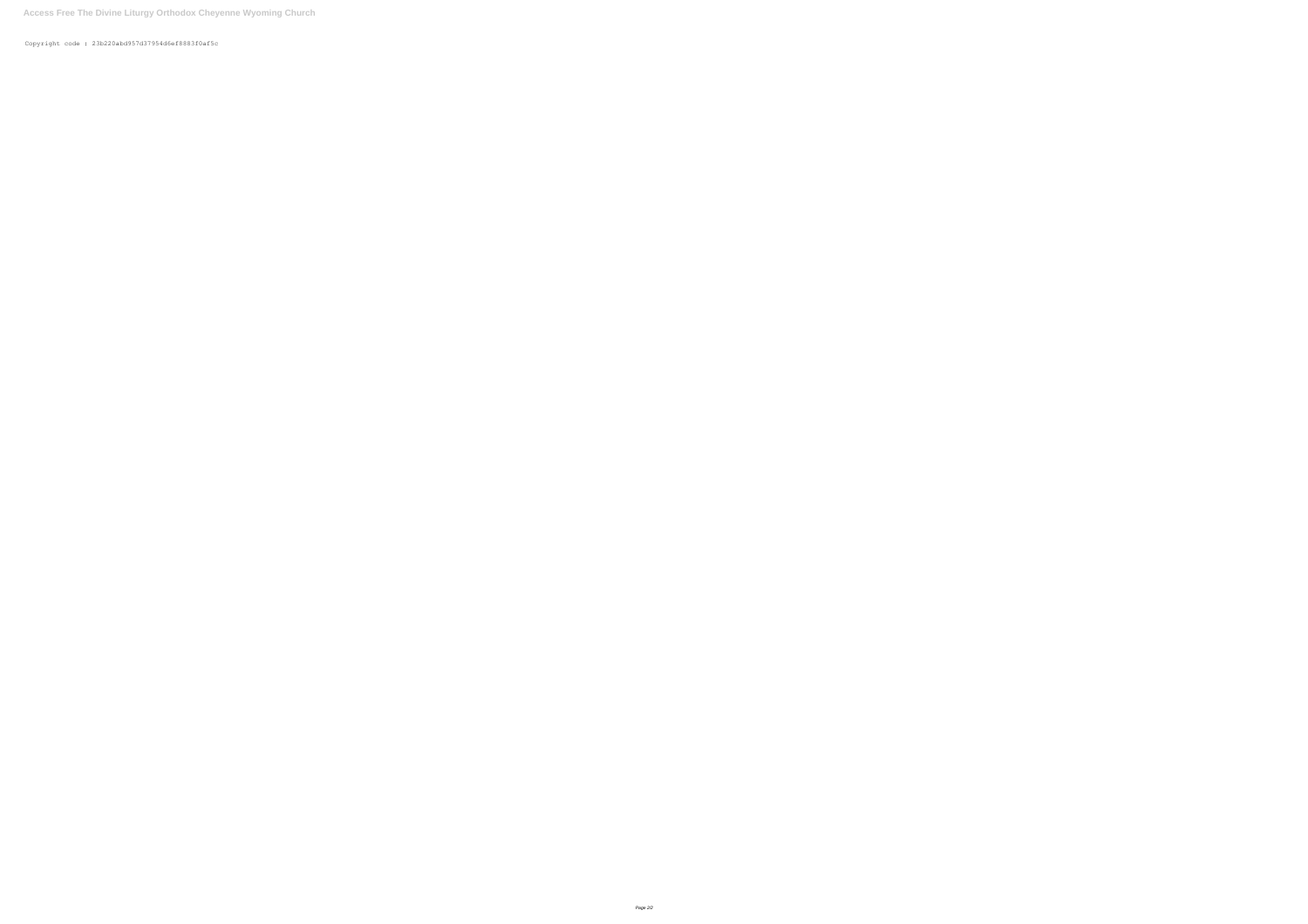Copyright code : 23b220abd957d37954d6ef8883f0af5c